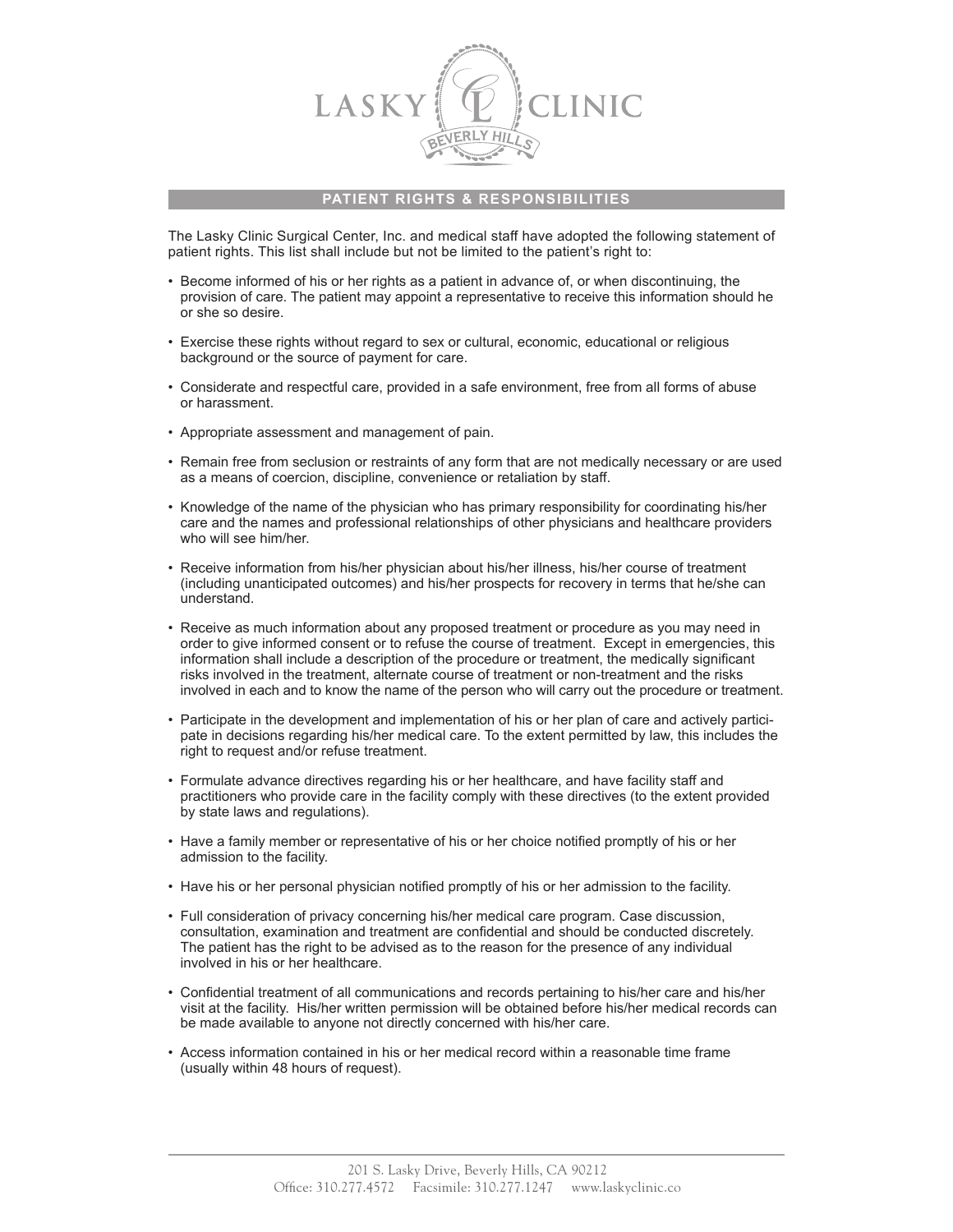# LASKY CLINIC

BEVERLY HILLS

## PATIENT RIGHTS & RESPONSIBILITIES

The Lasky Clinic Surgical Center, Inc. and medical staff have adopted the following statement of patient rights. This list shall include but not be limited to the patient's right to:

- Become informed of his or her rights as a patient in advance of, or when discontinuing, the provision of care. The patient may appoint a representative to receive this information should he or she so desire.
- Exercise these rights without regard to sex or cultural, economic, educational or religious background or the source of payment for care.
- Considerate and respectful care, provided in a safe environment, free from all forms of abuse or harassment.
- Appropriate assessment and management of pain.
- Remain free from seclusion or restraints of any form that are not medically necessary or are used as a means of coercion, discipline, convenience or retaliation by staff.
- Knowledge of the name of the physician who has primary responsibility for coordinating his/her care and the names and professional relationships of other physicians and healthcare providers who will see him/her.
- Receive information from his/her physician about his/her illness, his/her course of treatment (including unanticipated outcomes) and his/her prospects for recovery in terms that he/she can understand.
- Receive as much information about any proposed treatment or procedure as you may need in order to give informed consent or to refuse the course of treatment. Except in emergencies, this information shall include a description of the procedure or treatment, the medically significant risks involved in the treatment, alternate course of treatment or non-treatment and the risks involved in each and to know the name of the person who will carry out the procedure or treatment.
- Participate in the development and implementation of his or her plan of care and actively participate in decisions regarding his/her medical care. To the extent permitted by law, this includes the right to request and/or refuse treatment.
- Formulate advance directives regarding his or her healthcare, and have facility staff and practitioners who provide care in the facility comply with these directives (to the extent provided by state laws and regulations).
- Have a family member or representative of his or her choice notified promptly of his or her admission to the facility.
- Have his or her personal physician notified promptly of his or her admission to the facility.
- Full consideration of privacy concerning his/her medical care program. Case discussion, consultation, examination and treatment are confidential and should be conducted discretely. The patient has the right to be advised as to the reason for the presence of any individual involved in his or her healthcare.
- Confidential treatment of all communications and records pertaining to his/her care and his/her visit at the facility. His/her written permission will be obtained before his/her medical records can be made available to anyone not directly concerned with his/her care.
- Access information contained in his or her medical record within a reasonable time frame (usually within 48 hours of request).

201 S. Lasky Drive, Beverly Hills, CA 90212
Office: 310.277.4572 Facsimile: 310.277.1247 www.laskyclinic.co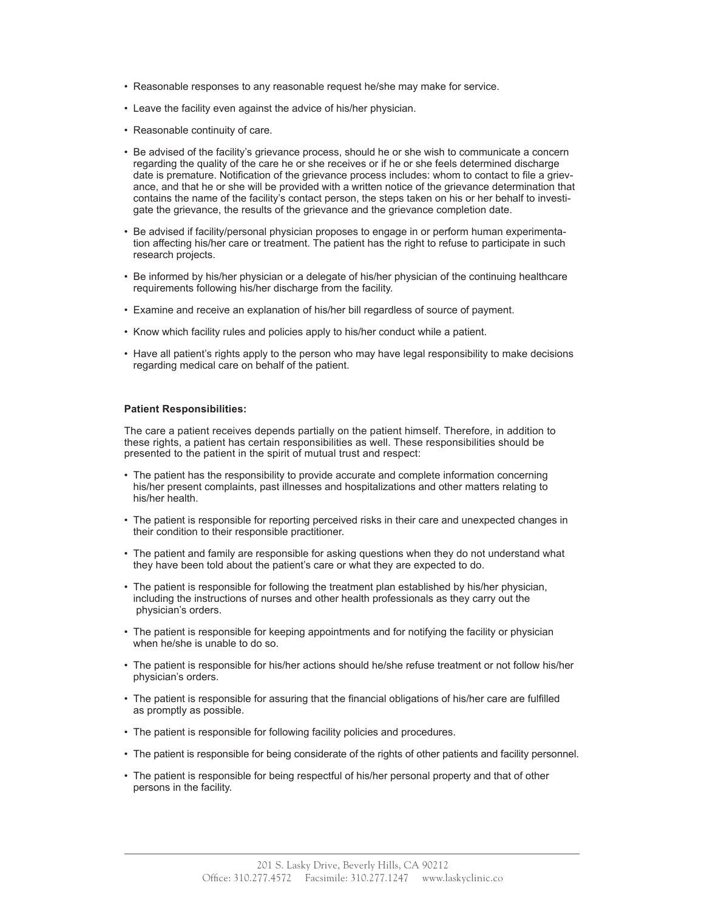- Reasonable responses to any reasonable request he/she may make for service.
- Leave the facility even against the advice of his/her physician.
- Reasonable continuity of care.
- Be advised of the facility's grievance process, should he or she wish to communicate a concern regarding the quality of the care he or she receives or if he or she feels determined discharge date is premature. Notification of the grievance process includes: whom to contact to file a grievance, and that he or she will be provided with a written notice of the grievance determination that contains the name of the facility's contact person, the steps taken on his or her behalf to investigate the grievance, the results of the grievance and the grievance completion date.
- Be advised if facility/personal physician proposes to engage in or perform human experimentation affecting his/her care or treatment. The patient has the right to refuse to participate in such research projects.
- Be informed by his/her physician or a delegate of his/her physician of the continuing healthcare requirements following his/her discharge from the facility.
- Examine and receive an explanation of his/her bill regardless of source of payment.
- Know which facility rules and policies apply to his/her conduct while a patient.
- Have all patient's rights apply to the person who may have legal responsibility to make decisions regarding medical care on behalf of the patient.

**Patient Responsibilities:**

The care a patient receives depends partially on the patient himself. Therefore, in addition to these rights, a patient has certain responsibilities as well. These responsibilities should be presented to the patient in the spirit of mutual trust and respect:

- The patient has the responsibility to provide accurate and complete information concerning his/her present complaints, past illnesses and hospitalizations and other matters relating to his/her health.
- The patient is responsible for reporting perceived risks in their care and unexpected changes in their condition to their responsible practitioner.
- The patient and family are responsible for asking questions when they do not understand what they have been told about the patient's care or what they are expected to do.
- The patient is responsible for following the treatment plan established by his/her physician, including the instructions of nurses and other health professionals as they carry out the physician's orders.
- The patient is responsible for keeping appointments and for notifying the facility or physician when he/she is unable to do so.
- The patient is responsible for his/her actions should he/she refuse treatment or not follow his/her physician's orders.
- The patient is responsible for assuring that the financial obligations of his/her care are fulfilled as promptly as possible.
- The patient is responsible for following facility policies and procedures.
- The patient is responsible for being considerate of the rights of other patients and facility personnel.
- The patient is responsible for being respectful of his/her personal property and that of other persons in the facility.